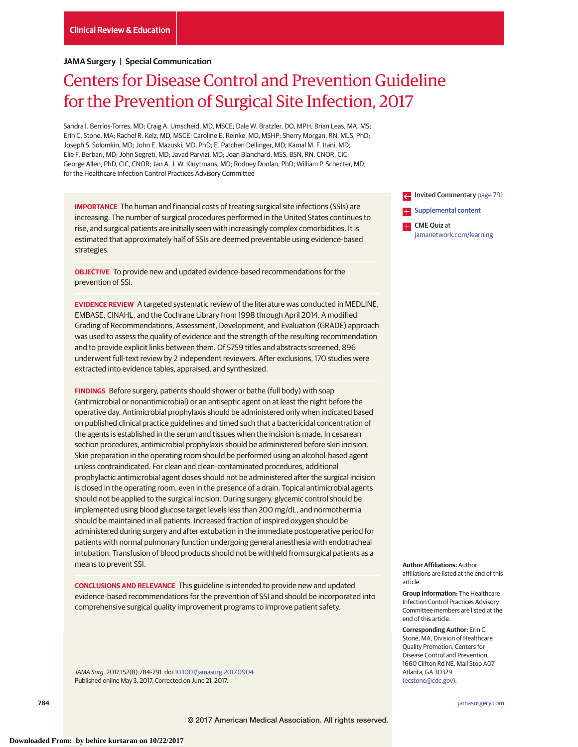Clinical Review & Education

**JAMA Surgery | Special Communication**

# Centers for Disease Control and Prevention Guideline for the Prevention of Surgical Site Infection, 2017

Sandra I. Berríos-Torres, MD; Craig A. Umscheid, MD, MSCE; Dale W. Bratzler, DO, MPH; Brian Leas, MA, MS; Erin C. Stone, MA; Rachel R. Kelz, MD, MSCE; Caroline E. Reinke, MD, MSHP; Sherry Morgan, RN, MLS, PhD; Joseph S. Solomkin, MD; John E. Mazuski, MD, PhD; E. Patchen Dellinger, MD; Kamal M. F. Itani, MD; Elie F. Berbari, MD; John Segreti, MD; Javad Parvizi, MD; Joan Blanchard, MSS, BSN, RN, CNOR, CIC; George Allen, PhD, CIC, CNOR; Jan A. J. W. Kluytmans, MD; Rodney Donlan, PhD; William P. Schecter, MD; for the Healthcare Infection Control Practices Advisory Committee

**IMPORTANCE** The human and financial costs of treating surgical site infections (SSIs) are increasing. The number of surgical procedures performed in the United States continues to rise, and surgical patients are initially seen with increasingly complex comorbidities. It is estimated that approximately half of SSIs are deemed preventable using evidence-based strategies.

**OBJECTIVE** To provide new and updated evidence-based recommendations for the prevention of SSI.

**EVIDENCE REVIEW** A targeted systematic review of the literature was conducted in MEDLINE, EMBASE, CINAHL, and the Cochrane Library from 1998 through April 2014. A modified Grading of Recommendations, Assessment, Development, and Evaluation (GRADE) approach was used to assess the quality of evidence and the strength of the resulting recommendation and to provide explicit links between them. Of 5759 titles and abstracts screened, 896 underwent full-text review by 2 independent reviewers. After exclusions, 170 studies were extracted into evidence tables, appraised, and synthesized.

**FINDINGS** Before surgery, patients should shower or bathe (full body) with soap (antimicrobial or nonantimicrobial) or an antiseptic agent on at least the night before the operative day. Antimicrobial prophylaxis should be administered only when indicated based on published clinical practice guidelines and timed such that a bactericidal concentration of the agents is established in the serum and tissues when the incision is made. In cesarean section procedures, antimicrobial prophylaxis should be administered before skin incision. Skin preparation in the operating room should be performed using an alcohol-based agent unless contraindicated. For clean and clean-contaminated procedures, additional prophylactic antimicrobial agent doses should not be administered after the surgical incision is closed in the operating room, even in the presence of a drain. Topical antimicrobial agents should not be applied to the surgical incision. During surgery, glycemic control should be implemented using blood glucose target levels less than 200 mg/dL, and normothermia should be maintained in all patients. Increased fraction of inspired oxygen should be administered during surgery and after extubation in the immediate postoperative period for patients with normal pulmonary function undergoing general anesthesia with endotracheal intubation. Transfusion of blood products should not be withheld from surgical patients as a means to prevent SSI.

**CONCLUSIONS AND RELEVANCE** This guideline is intended to provide new and updated evidence-based recommendations for the prevention of SSI and should be incorporated into comprehensive surgical quality improvement programs to improve patient safety.

*JAMA Surg*. 2017;152(8):784-791. doi:10.1001/jamasurg.2017.0904
Published online May 3, 2017. Corrected on June 21, 2017.

Invited Commentary page 791

Supplemental content

CME Quiz at jamanetwork.com/learning

**Author Affiliations:** Author affiliations are listed at the end of this article.

**Group Information:** The Healthcare Infection Control Practices Advisory Committee members are listed at the end of this article.

**Corresponding Author:** Erin C. Stone, MA, Division of Healthcare Quality Promotion, Centers for Disease Control and Prevention, 1660 Clifton Rd NE, Mail Stop A07 Atlanta, GA 30329 (ecstone@cdc.gov).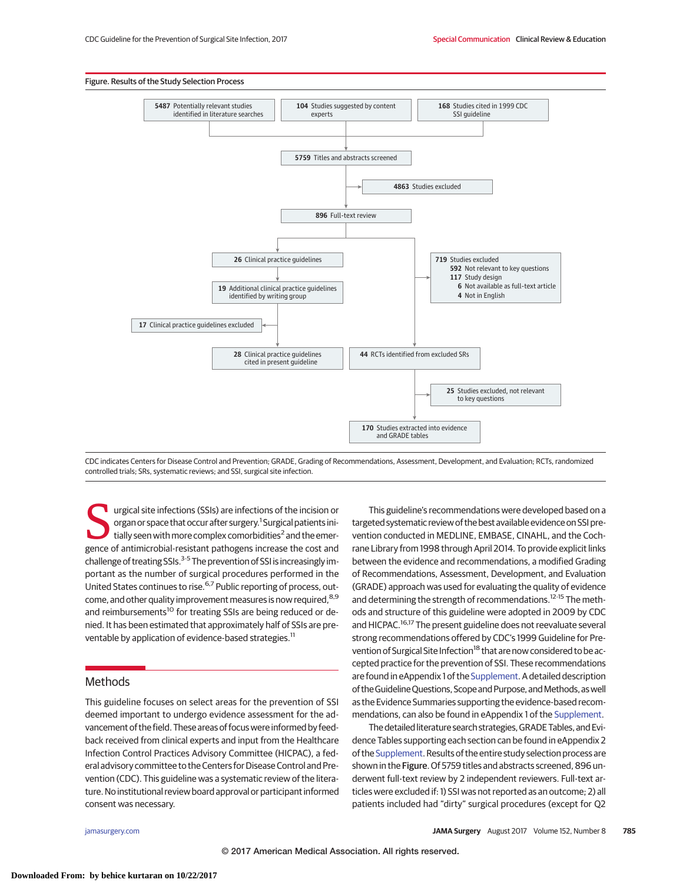Figure. Results of the Study Selection Process

- **5487** Potentially relevant studies identified in literature searches
- **104** Studies suggested by content experts
- **168** Studies cited in 1999 CDC SSI guideline
- **5759** Titles and abstracts screened
- **4863** Studies excluded
- **896** Full-text review
- **26** Clinical practice guidelines
- **19** Additional clinical practice guidelines identified by writing group
- **17** Clinical practice guidelines excluded
- **28** Clinical practice guidelines cited in present guideline
- **719** Studies excluded
  - **592** Not relevant to key questions
  - **117** Study design
  - **6** Not available as full-text article
  - **4** Not in English
- **44** RCTs identified from excluded SRs
- **25** Studies excluded, not relevant to key questions
- **170** Studies extracted into evidence and GRADE tables

CDC indicates Centers for Disease Control and Prevention; GRADE, Grading of Recommendations, Assessment, Development, and Evaluation; RCTs, randomized controlled trials; SRs, systematic reviews; and SSI, surgical site infection.

Surgical site infections (SSIs) are infections of the incision or organ or space that occur after surgery.[1] Surgical patients initially seen with more complex comorbidities[2] and the emergence of antimicrobial-resistant pathogens increase the cost and challenge of treating SSIs.[3-5] The prevention of SSI is increasingly important as the number of surgical procedures performed in the United States continues to rise.[6,7] Public reporting of process, outcome, and other quality improvement measures is now required,[8,9] and reimbursements[10] for treating SSIs are being reduced or denied. It has been estimated that approximately half of SSIs are preventable by application of evidence-based strategies.[11]

## Methods

This guideline focuses on select areas for the prevention of SSI deemed important to undergo evidence assessment for the advancement of the field. These areas of focus were informed by feedback received from clinical experts and input from the Healthcare Infection Control Practices Advisory Committee (HICPAC), a federal advisory committee to the Centers for Disease Control and Prevention (CDC). This guideline was a systematic review of the literature. No institutional review board approval or participant informed consent was necessary.

This guideline's recommendations were developed based on a targeted systematic review of the best available evidence on SSI prevention conducted in MEDLINE, EMBASE, CINAHL, and the Cochrane Library from 1998 through April 2014. To provide explicit links between the evidence and recommendations, a modified Grading of Recommendations, Assessment, Development, and Evaluation (GRADE) approach was used for evaluating the quality of evidence and determining the strength of recommendations.[12-15] The methods and structure of this guideline were adopted in 2009 by CDC and HICPAC.[16,17] The present guideline does not reevaluate several strong recommendations offered by CDC's 1999 Guideline for Prevention of Surgical Site Infection[18] that are now considered to be accepted practice for the prevention of SSI. These recommendations are found in eAppendix 1 of the Supplement. A detailed description of the Guideline Questions, Scope and Purpose, and Methods, as well as the Evidence Summaries supporting the evidence-based recommendations, can also be found in eAppendix 1 of the Supplement.

The detailed literature search strategies, GRADE Tables, and Evidence Tables supporting each section can be found in eAppendix 2 of the Supplement. Results of the entire study selection process are shown in the **Figure**. Of 5759 titles and abstracts screened, 896 underwent full-text review by 2 independent reviewers. Full-text articles were excluded if: 1) SSI was not reported as an outcome; 2) all patients included had "dirty" surgical procedures (except for Q2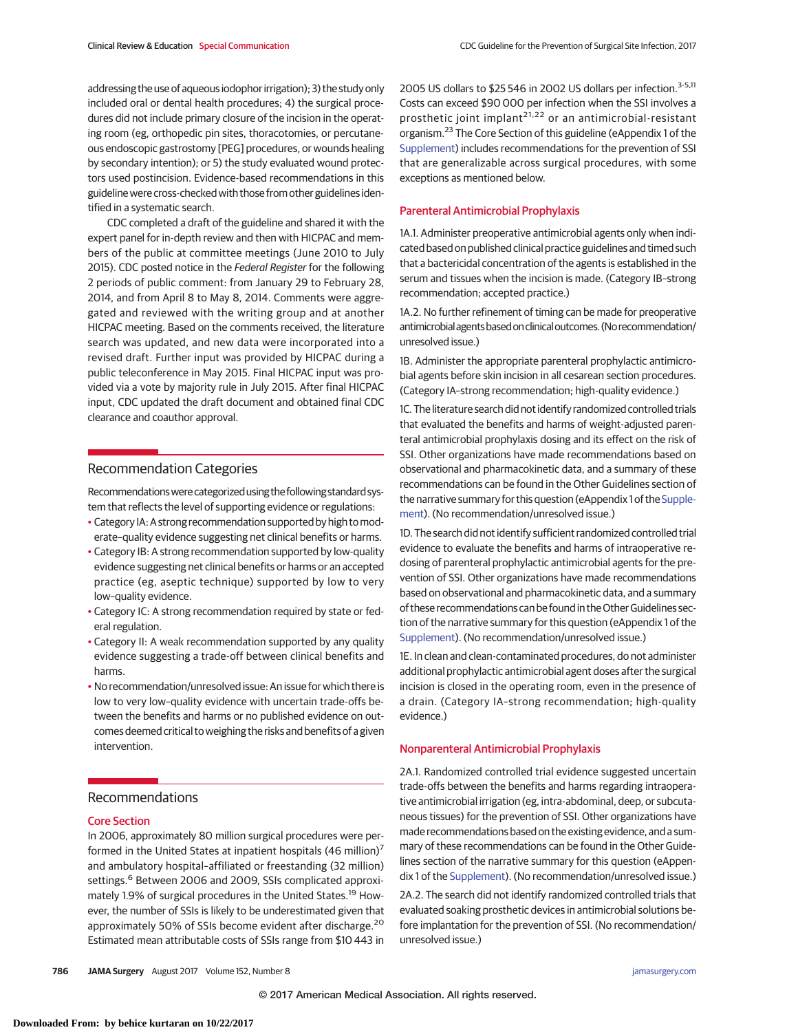addressing the use of aqueous iodophor irrigation); 3) the study only included oral or dental health procedures; 4) the surgical procedures did not include primary closure of the incision in the operating room (eg, orthopedic pin sites, thoracotomies, or percutaneous endoscopic gastrostomy [PEG] procedures, or wounds healing by secondary intention); or 5) the study evaluated wound protectors used postincision. Evidence-based recommendations in this guideline were cross-checked with those from other guidelines identified in a systematic search.

CDC completed a draft of the guideline and shared it with the expert panel for in-depth review and then with HICPAC and members of the public at committee meetings (June 2010 to July 2015). CDC posted notice in the *Federal Register* for the following 2 periods of public comment: from January 29 to February 28, 2014, and from April 8 to May 8, 2014. Comments were aggregated and reviewed with the writing group and at another HICPAC meeting. Based on the comments received, the literature search was updated, and new data were incorporated into a revised draft. Further input was provided by HICPAC during a public teleconference in May 2015. Final HICPAC input was provided via a vote by majority rule in July 2015. After final HICPAC input, CDC updated the draft document and obtained final CDC clearance and coauthor approval.

## Recommendation Categories

Recommendations were categorized using the following standard system that reflects the level of supporting evidence or regulations:

- Category IA: A strong recommendation supported by high to moderate–quality evidence suggesting net clinical benefits or harms.
- Category IB: A strong recommendation supported by low-quality evidence suggesting net clinical benefits or harms or an accepted practice (eg, aseptic technique) supported by low to very low–quality evidence.
- Category IC: A strong recommendation required by state or federal regulation.
- Category II: A weak recommendation supported by any quality evidence suggesting a trade-off between clinical benefits and harms.
- No recommendation/unresolved issue: An issue for which there is low to very low–quality evidence with uncertain trade-offs between the benefits and harms or no published evidence on outcomes deemed critical to weighing the risks and benefits of a given intervention.

## Recommendations

### Core Section

In 2006, approximately 80 million surgical procedures were performed in the United States at inpatient hospitals (46 million)[7] and ambulatory hospital–affiliated or freestanding (32 million) settings.[6] Between 2006 and 2009, SSIs complicated approximately 1.9% of surgical procedures in the United States.[19] However, the number of SSIs is likely to be underestimated given that approximately 50% of SSIs become evident after discharge.[20] Estimated mean attributable costs of SSIs range from $10 443 in 2005 US dollars to $25 546 in 2002 US dollars per infection.[3-5,11] Costs can exceed $90 000 per infection when the SSI involves a prosthetic joint implant[21,22] or an antimicrobial-resistant organism.[23] The Core Section of this guideline (eAppendix 1 of the Supplement) includes recommendations for the prevention of SSI that are generalizable across surgical procedures, with some exceptions as mentioned below.

### Parenteral Antimicrobial Prophylaxis

1A.1. Administer preoperative antimicrobial agents only when indicated based on published clinical practice guidelines and timed such that a bactericidal concentration of the agents is established in the serum and tissues when the incision is made. (Category IB–strong recommendation; accepted practice.)

1A.2. No further refinement of timing can be made for preoperative antimicrobial agents based on clinical outcomes. (No recommendation/unresolved issue.)

1B. Administer the appropriate parenteral prophylactic antimicrobial agents before skin incision in all cesarean section procedures. (Category IA–strong recommendation; high-quality evidence.)

1C. The literature search did not identify randomized controlled trials that evaluated the benefits and harms of weight-adjusted parenteral antimicrobial prophylaxis dosing and its effect on the risk of SSI. Other organizations have made recommendations based on observational and pharmacokinetic data, and a summary of these recommendations can be found in the Other Guidelines section of the narrative summary for this question (eAppendix 1 of the Supplement). (No recommendation/unresolved issue.)

1D. The search did not identify sufficient randomized controlled trial evidence to evaluate the benefits and harms of intraoperative redosing of parenteral prophylactic antimicrobial agents for the prevention of SSI. Other organizations have made recommendations based on observational and pharmacokinetic data, and a summary of these recommendations can be found in the Other Guidelines section of the narrative summary for this question (eAppendix 1 of the Supplement). (No recommendation/unresolved issue.)

1E. In clean and clean-contaminated procedures, do not administer additional prophylactic antimicrobial agent doses after the surgical incision is closed in the operating room, even in the presence of a drain. (Category IA–strong recommendation; high-quality evidence.)

### Nonparenteral Antimicrobial Prophylaxis

2A.1. Randomized controlled trial evidence suggested uncertain trade-offs between the benefits and harms regarding intraoperative antimicrobial irrigation (eg, intra-abdominal, deep, or subcutaneous tissues) for the prevention of SSI. Other organizations have made recommendations based on the existing evidence, and a summary of these recommendations can be found in the Other Guidelines section of the narrative summary for this question (eAppendix 1 of the Supplement). (No recommendation/unresolved issue.)

2A.2. The search did not identify randomized controlled trials that evaluated soaking prosthetic devices in antimicrobial solutions before implantation for the prevention of SSI. (No recommendation/unresolved issue.)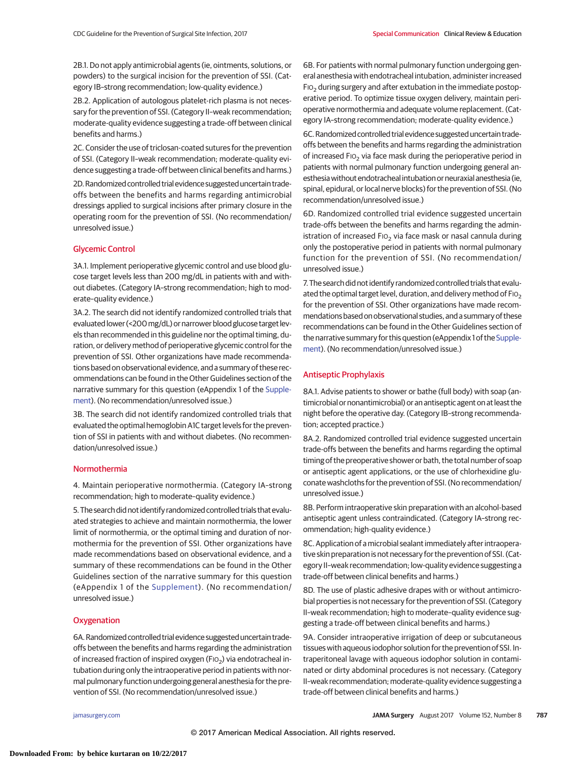2B.1. Do not apply antimicrobial agents (ie, ointments, solutions, or powders) to the surgical incision for the prevention of SSI. (Category IB–strong recommendation; low-quality evidence.)

2B.2. Application of autologous platelet-rich plasma is not necessary for the prevention of SSI. (Category II–weak recommendation; moderate-quality evidence suggesting a trade-off between clinical benefits and harms.)

2C. Consider the use of triclosan-coated sutures for the prevention of SSI. (Category II–weak recommendation; moderate-quality evidence suggesting a trade-off between clinical benefits and harms.)

2D. Randomized controlled trial evidence suggested uncertain trade-offs between the benefits and harms regarding antimicrobial dressings applied to surgical incisions after primary closure in the operating room for the prevention of SSI. (No recommendation/unresolved issue.)

## Glycemic Control

3A.1. Implement perioperative glycemic control and use blood glucose target levels less than 200 mg/dL in patients with and without diabetes. (Category IA–strong recommendation; high to moderate–quality evidence.)

3A.2. The search did not identify randomized controlled trials that evaluated lower (<200 mg/dL) or narrower blood glucose target levels than recommended in this guideline nor the optimal timing, duration, or delivery method of perioperative glycemic control for the prevention of SSI. Other organizations have made recommendations based on observational evidence, and a summary of these recommendations can be found in the Other Guidelines section of the narrative summary for this question (eAppendix 1 of the Supplement). (No recommendation/unresolved issue.)

3B. The search did not identify randomized controlled trials that evaluated the optimal hemoglobin A1C target levels for the prevention of SSI in patients with and without diabetes. (No recommendation/unresolved issue.)

## Normothermia

4. Maintain perioperative normothermia. (Category IA–strong recommendation; high to moderate–quality evidence.)

5. The search did not identify randomized controlled trials that evaluated strategies to achieve and maintain normothermia, the lower limit of normothermia, or the optimal timing and duration of normothermia for the prevention of SSI. Other organizations have made recommendations based on observational evidence, and a summary of these recommendations can be found in the Other Guidelines section of the narrative summary for this question (eAppendix 1 of the Supplement). (No recommendation/unresolved issue.)

## Oxygenation

6A. Randomized controlled trial evidence suggested uncertain trade-offs between the benefits and harms regarding the administration of increased fraction of inspired oxygen ($FIO_2$) via endotracheal intubation during only the intraoperative period in patients with normal pulmonary function undergoing general anesthesia for the prevention of SSI. (No recommendation/unresolved issue.)

6B. For patients with normal pulmonary function undergoing general anesthesia with endotracheal intubation, administer increased $FIO_2$ during surgery and after extubation in the immediate postoperative period. To optimize tissue oxygen delivery, maintain perioperative normothermia and adequate volume replacement. (Category IA–strong recommendation; moderate-quality evidence.)

6C. Randomized controlled trial evidence suggested uncertain trade-offs between the benefits and harms regarding the administration of increased $FIO_2$ via face mask during the perioperative period in patients with normal pulmonary function undergoing general anesthesia without endotracheal intubation or neuraxial anesthesia (ie, spinal, epidural, or local nerve blocks) for the prevention of SSI. (No recommendation/unresolved issue.)

6D. Randomized controlled trial evidence suggested uncertain trade-offs between the benefits and harms regarding the administration of increased $FIO_2$ via face mask or nasal cannula during only the postoperative period in patients with normal pulmonary function for the prevention of SSI. (No recommendation/unresolved issue.)

7. The search did not identify randomized controlled trials that evaluated the optimal target level, duration, and delivery method of $FIO_2$ for the prevention of SSI. Other organizations have made recommendations based on observational studies, and a summary of these recommendations can be found in the Other Guidelines section of the narrative summary for this question (eAppendix 1 of the Supplement). (No recommendation/unresolved issue.)

## Antiseptic Prophylaxis

8A.1. Advise patients to shower or bathe (full body) with soap (antimicrobial or nonantimicrobial) or an antiseptic agent on at least the night before the operative day. (Category IB–strong recommendation; accepted practice.)

8A.2. Randomized controlled trial evidence suggested uncertain trade-offs between the benefits and harms regarding the optimal timing of the preoperative shower or bath, the total number of soap or antiseptic agent applications, or the use of chlorhexidine gluconate washcloths for the prevention of SSI. (No recommendation/unresolved issue.)

8B. Perform intraoperative skin preparation with an alcohol-based antiseptic agent unless contraindicated. (Category IA–strong recommendation; high-quality evidence.)

8C. Application of a microbial sealant immediately after intraoperative skin preparation is not necessary for the prevention of SSI. (Category II–weak recommendation; low-quality evidence suggesting a trade-off between clinical benefits and harms.)

8D. The use of plastic adhesive drapes with or without antimicrobial properties is not necessary for the prevention of SSI. (Category II–weak recommendation; high to moderate–quality evidence suggesting a trade-off between clinical benefits and harms.)

9A. Consider intraoperative irrigation of deep or subcutaneous tissues with aqueous iodophor solution for the prevention of SSI. Intraperitoneal lavage with aqueous iodophor solution in contaminated or dirty abdominal procedures is not necessary. (Category II–weak recommendation; moderate-quality evidence suggesting a trade-off between clinical benefits and harms.)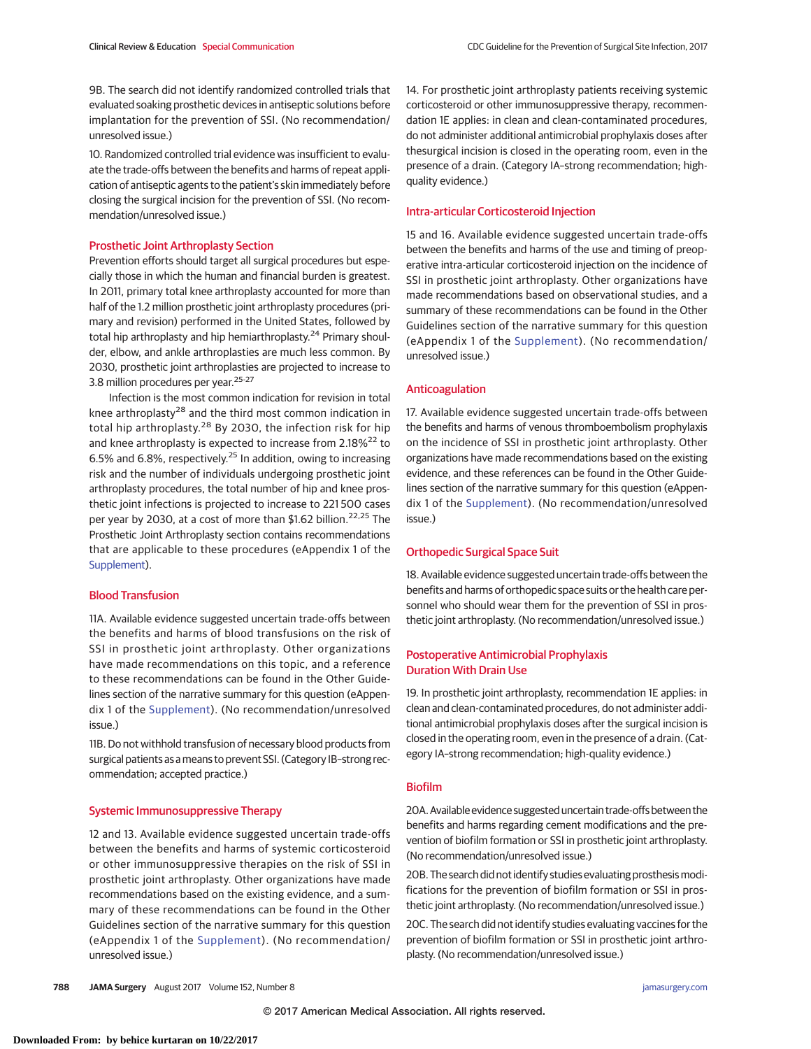9B. The search did not identify randomized controlled trials that evaluated soaking prosthetic devices in antiseptic solutions before implantation for the prevention of SSI. (No recommendation/unresolved issue.)

10. Randomized controlled trial evidence was insufficient to evaluate the trade-offs between the benefits and harms of repeat application of antiseptic agents to the patient's skin immediately before closing the surgical incision for the prevention of SSI. (No recommendation/unresolved issue.)

## Prosthetic Joint Arthroplasty Section

Prevention efforts should target all surgical procedures but especially those in which the human and financial burden is greatest. In 2011, primary total knee arthroplasty accounted for more than half of the 1.2 million prosthetic joint arthroplasty procedures (primary and revision) performed in the United States, followed by total hip arthroplasty and hip hemiarthroplasty.[24] Primary shoulder, elbow, and ankle arthroplasties are much less common. By 2030, prosthetic joint arthroplasties are projected to increase to 3.8 million procedures per year.[25-27]

Infection is the most common indication for revision in total knee arthroplasty[28] and the third most common indication in total hip arthroplasty.[28] By 2030, the infection risk for hip and knee arthroplasty is expected to increase from 2.18%[22] to 6.5% and 6.8%, respectively.[25] In addition, owing to increasing risk and the number of individuals undergoing prosthetic joint arthroplasty procedures, the total number of hip and knee prosthetic joint infections is projected to increase to 221 500 cases per year by 2030, at a cost of more than $1.62 billion.[22,25] The Prosthetic Joint Arthroplasty section contains recommendations that are applicable to these procedures (eAppendix 1 of the Supplement).

### Blood Transfusion

11A. Available evidence suggested uncertain trade-offs between the benefits and harms of blood transfusions on the risk of SSI in prosthetic joint arthroplasty. Other organizations have made recommendations on this topic, and a reference to these recommendations can be found in the Other Guidelines section of the narrative summary for this question (eAppendix 1 of the Supplement). (No recommendation/unresolved issue.)

11B. Do not withhold transfusion of necessary blood products from surgical patients as a means to prevent SSI. (Category IB–strong recommendation; accepted practice.)

### Systemic Immunosuppressive Therapy

12 and 13. Available evidence suggested uncertain trade-offs between the benefits and harms of systemic corticosteroid or other immunosuppressive therapies on the risk of SSI in prosthetic joint arthroplasty. Other organizations have made recommendations based on the existing evidence, and a summary of these recommendations can be found in the Other Guidelines section of the narrative summary for this question (eAppendix 1 of the Supplement). (No recommendation/unresolved issue.)

14. For prosthetic joint arthroplasty patients receiving systemic corticosteroid or other immunosuppressive therapy, recommendation 1E applies: in clean and clean-contaminated procedures, do not administer additional antimicrobial prophylaxis doses after the surgical incision is closed in the operating room, even in the presence of a drain. (Category IA–strong recommendation; high-quality evidence.)

### Intra-articular Corticosteroid Injection

15 and 16. Available evidence suggested uncertain trade-offs between the benefits and harms of the use and timing of preoperative intra-articular corticosteroid injection on the incidence of SSI in prosthetic joint arthroplasty. Other organizations have made recommendations based on observational studies, and a summary of these recommendations can be found in the Other Guidelines section of the narrative summary for this question (eAppendix 1 of the Supplement). (No recommendation/unresolved issue.)

### Anticoagulation

17. Available evidence suggested uncertain trade-offs between the benefits and harms of venous thromboembolism prophylaxis on the incidence of SSI in prosthetic joint arthroplasty. Other organizations have made recommendations based on the existing evidence, and these references can be found in the Other Guidelines section of the narrative summary for this question (eAppendix 1 of the Supplement). (No recommendation/unresolved issue.)

### Orthopedic Surgical Space Suit

18. Available evidence suggested uncertain trade-offs between the benefits and harms of orthopedic space suits or the health care personnel who should wear them for the prevention of SSI in prosthetic joint arthroplasty. (No recommendation/unresolved issue.)

### Postoperative Antimicrobial Prophylaxis Duration With Drain Use

19. In prosthetic joint arthroplasty, recommendation 1E applies: in clean and clean-contaminated procedures, do not administer additional antimicrobial prophylaxis doses after the surgical incision is closed in the operating room, even in the presence of a drain. (Category IA–strong recommendation; high-quality evidence.)

### Biofilm

20A. Available evidence suggested uncertain trade-offs between the benefits and harms regarding cement modifications and the prevention of biofilm formation or SSI in prosthetic joint arthroplasty. (No recommendation/unresolved issue.)

20B. The search did not identify studies evaluating prosthesis modifications for the prevention of biofilm formation or SSI in prosthetic joint arthroplasty. (No recommendation/unresolved issue.)

20C. The search did not identify studies evaluating vaccines for the prevention of biofilm formation or SSI in prosthetic joint arthroplasty. (No recommendation/unresolved issue.)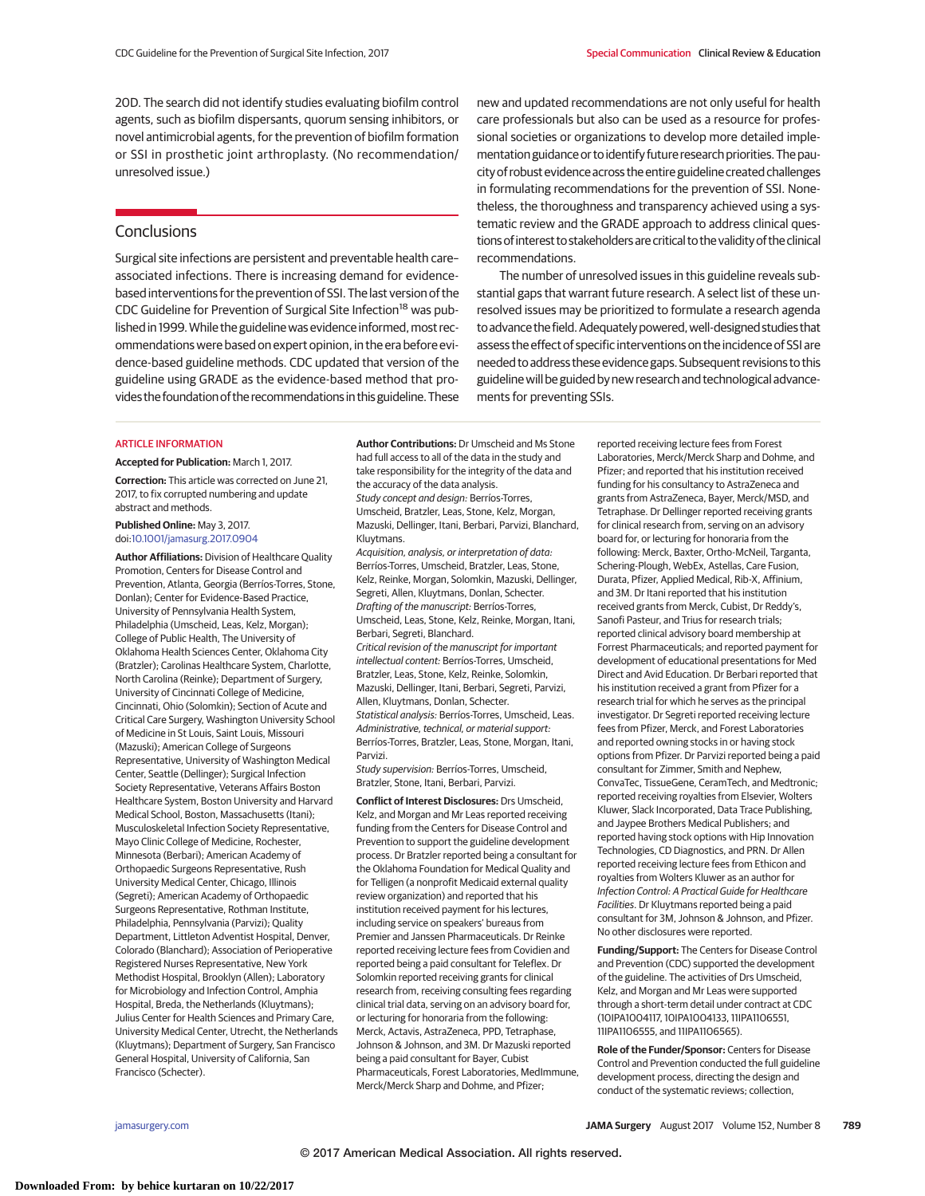20D. The search did not identify studies evaluating biofilm control agents, such as biofilm dispersants, quorum sensing inhibitors, or novel antimicrobial agents, for the prevention of biofilm formation or SSI in prosthetic joint arthroplasty. (No recommendation/unresolved issue.)

## Conclusions

Surgical site infections are persistent and preventable health care–associated infections. There is increasing demand for evidence-based interventions for the prevention of SSI. The last version of the CDC Guideline for Prevention of Surgical Site Infection[18] was published in 1999. While the guideline was evidence informed, most recommendations were based on expert opinion, in the era before evidence-based guideline methods. CDC updated that version of the guideline using GRADE as the evidence-based method that provides the foundation of the recommendations in this guideline. These new and updated recommendations are not only useful for health care professionals but also can be used as a resource for professional societies or organizations to develop more detailed implementation guidance or to identify future research priorities. The paucity of robust evidence across the entire guideline created challenges in formulating recommendations for the prevention of SSI. Nonetheless, the thoroughness and transparency achieved using a systematic review and the GRADE approach to address clinical questions of interest to stakeholders are critical to the validity of the clinical recommendations.

The number of unresolved issues in this guideline reveals substantial gaps that warrant future research. A select list of these unresolved issues may be prioritized to formulate a research agenda to advance the field. Adequately powered, well-designed studies that assess the effect of specific interventions on the incidence of SSI are needed to address these evidence gaps. Subsequent revisions to this guideline will be guided by new research and technological advancements for preventing SSIs.

ARTICLE INFORMATION

**Accepted for Publication:** March 1, 2017.

**Correction:** This article was corrected on June 21, 2017, to fix corrupted numbering and update abstract and methods.

**Published Online:** May 3, 2017. doi:10.1001/jamasurg.2017.0904

**Author Affiliations:** Division of Healthcare Quality Promotion, Centers for Disease Control and Prevention, Atlanta, Georgia (Berríos-Torres, Stone, Donlan); Center for Evidence-Based Practice, University of Pennsylvania Health System, Philadelphia (Umscheid, Leas, Kelz, Morgan); College of Public Health, The University of Oklahoma Health Sciences Center, Oklahoma City (Bratzler); Carolinas Healthcare System, Charlotte, North Carolina (Reinke); Department of Surgery, University of Cincinnati College of Medicine, Cincinnati, Ohio (Solomkin); Section of Acute and Critical Care Surgery, Washington University School of Medicine in St Louis, Saint Louis, Missouri (Mazuski); American College of Surgeons Representative, University of Washington Medical Center, Seattle (Dellinger); Surgical Infection Society Representative, Veterans Affairs Boston Healthcare System, Boston University and Harvard Medical School, Boston, Massachusetts (Itani); Musculoskeletal Infection Society Representative, Mayo Clinic College of Medicine, Rochester, Minnesota (Berbari); American Academy of Orthopaedic Surgeons Representative, Rush University Medical Center, Chicago, Illinois (Segreti); American Academy of Orthopaedic Surgeons Representative, Rothman Institute, Philadelphia, Pennsylvania (Parvizi); Quality Department, Littleton Adventist Hospital, Denver, Colorado (Blanchard); Association of Perioperative Registered Nurses Representative, New York Methodist Hospital, Brooklyn (Allen); Laboratory for Microbiology and Infection Control, Amphia Hospital, Breda, the Netherlands (Kluytmans); Julius Center for Health Sciences and Primary Care, University Medical Center, Utrecht, the Netherlands (Kluytmans); Department of Surgery, San Francisco General Hospital, University of California, San Francisco (Schecter).

**Author Contributions:** Dr Umscheid and Ms Stone had full access to all of the data in the study and take responsibility for the integrity of the data and the accuracy of the data analysis.

*Study concept and design:* Berríos-Torres, Umscheid, Bratzler, Leas, Stone, Kelz, Morgan, Mazuski, Dellinger, Itani, Berbari, Parvizi, Blanchard, Kluytmans.

*Acquisition, analysis, or interpretation of data:* Berríos-Torres, Umscheid, Bratzler, Leas, Stone, Kelz, Reinke, Morgan, Solomkin, Mazuski, Dellinger, Segreti, Allen, Kluytmans, Donlan, Schecter.

*Drafting of the manuscript:* Berríos-Torres, Umscheid, Leas, Stone, Kelz, Reinke, Morgan, Itani, Berbari, Segreti, Blanchard.

*Critical revision of the manuscript for important intellectual content:* Berríos-Torres, Umscheid, Bratzler, Leas, Stone, Kelz, Reinke, Solomkin, Mazuski, Dellinger, Itani, Berbari, Segreti, Parvizi, Allen, Kluytmans, Donlan, Schecter.

*Statistical analysis:* Berríos-Torres, Umscheid, Leas.

*Administrative, technical, or material support:* Berríos-Torres, Bratzler, Leas, Stone, Morgan, Itani, Parvizi.

*Study supervision:* Berríos-Torres, Umscheid, Bratzler, Stone, Itani, Berbari, Parvizi.

**Conflict of Interest Disclosures:** Drs Umscheid, Kelz, and Morgan and Mr Leas reported receiving funding from the Centers for Disease Control and Prevention to support the guideline development process. Dr Bratzler reported being a consultant for the Oklahoma Foundation for Medical Quality and for Telligen (a nonprofit Medicaid external quality review organization) and reported that his institution received payment for his lectures, including service on speakers' bureaus from Premier and Janssen Pharmaceuticals. Dr Reinke reported receiving lecture fees from Covidien and reported being a paid consultant for Teleflex. Dr Solomkin reported receiving grants for clinical research from, receiving consulting fees regarding clinical trial data, serving on an advisory board for, or lecturing for honoraria from the following: Merck, Actavis, AstraZeneca, PPD, Tetraphase, Johnson & Johnson, and 3M. Dr Mazuski reported being a paid consultant for Bayer, Cubist Pharmaceuticals, Forest Laboratories, MedImmune, Merck/Merck Sharp and Dohme, and Pfizer; reported receiving lecture fees from Forest Laboratories, Merck/Merck Sharp and Dohme, and Pfizer; and reported that his institution received funding for his consultancy to AstraZeneca and grants from AstraZeneca, Bayer, Merck/MSD, and Tetraphase. Dr Dellinger reported receiving grants for clinical research from, serving on an advisory board for, or lecturing for honoraria from the following: Merck, Baxter, Ortho-McNeil, Targanta, Schering-Plough, WebEx, Astellas, Care Fusion, Durata, Pfizer, Applied Medical, Rib-X, Affinium, and 3M. Dr Itani reported that his institution received grants from Merck, Cubist, Dr Reddy's, Sanofi Pasteur, and Trius for research trials; reported clinical advisory board membership at Forrest Pharmaceuticals; and reported payment for development of educational presentations for Med Direct and Avid Education. Dr Berbari reported that his institution received a grant from Pfizer for a research trial for which he serves as the principal investigator. Dr Segreti reported receiving lecture fees from Pfizer, Merck, and Forest Laboratories and reported owning stocks in or having stock options from Pfizer. Dr Parvizi reported being a paid consultant for Zimmer, Smith and Nephew, ConvaTec, TissueGene, CeramTech, and Medtronic; reported receiving royalties from Elsevier, Wolters Kluwer, Slack Incorporated, Data Trace Publishing, and Jaypee Brothers Medical Publishers; and reported having stock options with Hip Innovation Technologies, CD Diagnostics, and PRN. Dr Allen reported receiving lecture fees from Ethicon and royalties from Wolters Kluwer as an author for *Infection Control: A Practical Guide for Healthcare Facilities*. Dr Kluytmans reported being a paid consultant for 3M, Johnson & Johnson, and Pfizer. No other disclosures were reported.

**Funding/Support:** The Centers for Disease Control and Prevention (CDC) supported the development of the guideline. The activities of Drs Umscheid, Kelz, and Morgan and Mr Leas were supported through a short-term detail under contract at CDC (10IPA1004117, 10IPA1004133, 11IPA1106551, 11IPA1106555, and 11IPA1106565).

**Role of the Funder/Sponsor:** Centers for Disease Control and Prevention conducted the full guideline development process, directing the design and conduct of the systematic reviews; collection,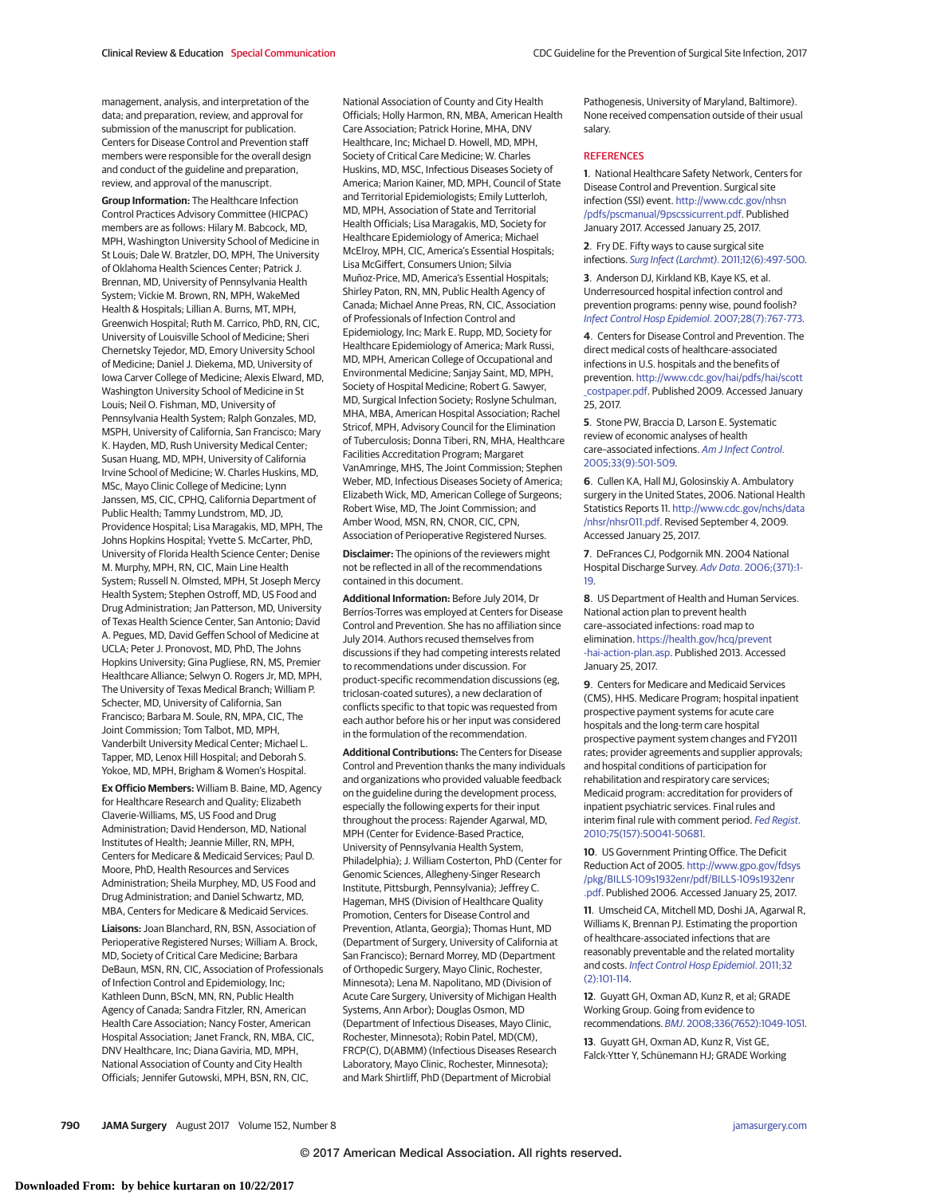management, analysis, and interpretation of the data; and preparation, review, and approval for submission of the manuscript for publication. Centers for Disease Control and Prevention staff members were responsible for the overall design and conduct of the guideline and preparation, review, and approval of the manuscript.

**Group Information:** The Healthcare Infection Control Practices Advisory Committee (HICPAC) members are as follows: Hilary M. Babcock, MD, MPH, Washington University School of Medicine in St Louis; Dale W. Bratzler, DO, MPH, The University of Oklahoma Health Sciences Center; Patrick J. Brennan, MD, University of Pennsylvania Health System; Vickie M. Brown, RN, MPH, WakeMed Health & Hospitals; Lillian A. Burns, MT, MPH, Greenwich Hospital; Ruth M. Carrico, PhD, RN, CIC, University of Louisville School of Medicine; Sheri Chernetsky Tejedor, MD, Emory University School of Medicine; Daniel J. Diekema, MD, University of Iowa Carver College of Medicine; Alexis Elward, MD, Washington University School of Medicine in St Louis; Neil O. Fishman, MD, University of Pennsylvania Health System; Ralph Gonzales, MD, MSPH, University of California, San Francisco; Mary K. Hayden, MD, Rush University Medical Center; Susan Huang, MD, MPH, University of California Irvine School of Medicine; W. Charles Huskins, MD, MSc, Mayo Clinic College of Medicine; Lynn Janssen, MS, CIC, CPHQ, California Department of Public Health; Tammy Lundstrom, MD, JD, Providence Hospital; Lisa Maragakis, MD, MPH, The Johns Hopkins Hospital; Yvette S. McCarter, PhD, University of Florida Health Science Center; Denise M. Murphy, MPH, RN, CIC, Main Line Health System; Russell N. Olmsted, MPH, St Joseph Mercy Health System; Stephen Ostroff, MD, US Food and Drug Administration; Jan Patterson, MD, University of Texas Health Science Center, San Antonio; David A. Pegues, MD, David Geffen School of Medicine at UCLA; Peter J. Pronovost, MD, PhD, The Johns Hopkins University; Gina Pugliese, RN, MS, Premier Healthcare Alliance; Selwyn O. Rogers Jr, MD, MPH, The University of Texas Medical Branch; William P. Schecter, MD, University of California, San Francisco; Barbara M. Soule, RN, MPA, CIC, The Joint Commission; Tom Talbot, MD, MPH, Vanderbilt University Medical Center; Michael L. Tapper, MD, Lenox Hill Hospital; and Deborah S. Yokoe, MD, MPH, Brigham & Women's Hospital.

**Ex Officio Members:** William B. Baine, MD, Agency for Healthcare Research and Quality; Elizabeth Claverie-Williams, MS, US Food and Drug Administration; David Henderson, MD, National Institutes of Health; Jeannie Miller, RN, MPH, Centers for Medicare & Medicaid Services; Paul D. Moore, PhD, Health Resources and Services Administration; Sheila Murphey, MD, US Food and Drug Administration; and Daniel Schwartz, MD, MBA, Centers for Medicare & Medicaid Services.

**Liaisons:** Joan Blanchard, RN, BSN, Association of Perioperative Registered Nurses; William A. Brock, MD, Society of Critical Care Medicine; Barbara DeBaun, MSN, RN, CIC, Association of Professionals of Infection Control and Epidemiology, Inc; Kathleen Dunn, BScN, MN, RN, Public Health Agency of Canada; Sandra Fitzler, RN, American Health Care Association; Nancy Foster, American Hospital Association; Janet Franck, RN, MBA, CIC, DNV Healthcare, Inc; Diana Gaviria, MD, MPH, National Association of County and City Health Officials; Jennifer Gutowski, MPH, BSN, RN, CIC, National Association of County and City Health Officials; Holly Harmon, RN, MBA, American Health Care Association; Patrick Horine, MHA, DNV Healthcare, Inc; Michael D. Howell, MD, MPH, Society of Critical Care Medicine; W. Charles Huskins, MD, MSC, Infectious Diseases Society of America; Marion Kainer, MD, MPH, Council of State and Territorial Epidemiologists; Emily Lutterloh, MD, MPH, Association of State and Territorial Health Officials; Lisa Maragakis, MD, Society for Healthcare Epidemiology of America; Michael McElroy, MPH, CIC, America's Essential Hospitals; Lisa McGiffert, Consumers Union; Silvia Muñoz-Price, MD, America's Essential Hospitals; Shirley Paton, RN, MN, Public Health Agency of Canada; Michael Anne Preas, RN, CIC, Association of Professionals of Infection Control and Epidemiology, Inc; Mark E. Rupp, MD, Society for Healthcare Epidemiology of America; Mark Russi, MD, MPH, American College of Occupational and Environmental Medicine; Sanjay Saint, MD, MPH, Society of Hospital Medicine; Robert G. Sawyer, MD, Surgical Infection Society; Roslyne Schulman, MHA, MBA, American Hospital Association; Rachel Stricof, MPH, Advisory Council for the Elimination of Tuberculosis; Donna Tiberi, RN, MHA, Healthcare Facilities Accreditation Program; Margaret VanAmringe, MHS, The Joint Commission; Stephen Weber, MD, Infectious Diseases Society of America; Elizabeth Wick, MD, American College of Surgeons; Robert Wise, MD, The Joint Commission; and Amber Wood, MSN, RN, CNOR, CIC, CPN, Association of Perioperative Registered Nurses.

**Disclaimer:** The opinions of the reviewers might not be reflected in all of the recommendations contained in this document.

**Additional Information:** Before July 2014, Dr Berríos-Torres was employed at Centers for Disease Control and Prevention. She has no affiliation since July 2014. Authors recused themselves from discussions if they had competing interests related to recommendations under discussion. For product-specific recommendation discussions (eg, triclosan-coated sutures), a new declaration of conflicts specific to that topic was requested from each author before his or her input was considered in the formulation of the recommendation.

**Additional Contributions:** The Centers for Disease Control and Prevention thanks the many individuals and organizations who provided valuable feedback on the guideline during the development process, especially the following experts for their input throughout the process: Rajender Agarwal, MD, MPH (Center for Evidence-Based Practice, University of Pennsylvania Health System, Philadelphia); J. William Costerton, PhD (Center for Genomic Sciences, Allegheny-Singer Research Institute, Pittsburgh, Pennsylvania); Jeffrey C. Hageman, MHS (Division of Healthcare Quality Promotion, Centers for Disease Control and Prevention, Atlanta, Georgia); Thomas Hunt, MD (Department of Surgery, University of California at San Francisco); Bernard Morrey, MD (Department of Orthopedic Surgery, Mayo Clinic, Rochester, Minnesota); Lena M. Napolitano, MD (Division of Acute Care Surgery, University of Michigan Health Systems, Ann Arbor); Douglas Osmon, MD (Department of Infectious Diseases, Mayo Clinic, Rochester, Minnesota); Robin Patel, MD(CM), FRCP(C), D(ABMM) (Infectious Diseases Research Laboratory, Mayo Clinic, Rochester, Minnesota); and Mark Shirtliff, PhD (Department of Microbial Pathogenesis, University of Maryland, Baltimore). None received compensation outside of their usual salary.

## REFERENCES

1. National Healthcare Safety Network, Centers for Disease Control and Prevention. Surgical site infection (SSI) event. http://www.cdc.gov/nhsn/pdfs/pscmanual/9pscssicurrent.pdf. Published January 2017. Accessed January 25, 2017.

2. Fry DE. Fifty ways to cause surgical site infections. *Surg Infect (Larchmt)*. 2011;12(6):497-500.

3. Anderson DJ, Kirkland KB, Kaye KS, et al. Underresourced hospital infection control and prevention programs: penny wise, pound foolish? *Infect Control Hosp Epidemiol*. 2007;28(7):767-773.

4. Centers for Disease Control and Prevention. The direct medical costs of healthcare-associated infections in U.S. hospitals and the benefits of prevention. http://www.cdc.gov/hai/pdfs/hai/scott_costpaper.pdf. Published 2009. Accessed January 25, 2017.

5. Stone PW, Braccia D, Larson E. Systematic review of economic analyses of health care–associated infections. *Am J Infect Control*. 2005;33(9):501-509.

6. Cullen KA, Hall MJ, Golosinskiy A. Ambulatory surgery in the United States, 2006. National Health Statistics Reports 11. http://www.cdc.gov/nchs/data/nhsr/nhsr011.pdf. Revised September 4, 2009. Accessed January 25, 2017.

7. DeFrances CJ, Podgornik MN. 2004 National Hospital Discharge Survey. *Adv Data*. 2006;(371):1-19.

8. US Department of Health and Human Services. National action plan to prevent health care–associated infections: road map to elimination. https://health.gov/hcq/prevent-hai-action-plan.asp. Published 2013. Accessed January 25, 2017.

9. Centers for Medicare and Medicaid Services (CMS), HHS. Medicare Program; hospital inpatient prospective payment systems for acute care hospitals and the long-term care hospital prospective payment system changes and FY2011 rates; provider agreements and supplier approvals; and hospital conditions of participation for rehabilitation and respiratory care services; Medicaid program: accreditation for providers of inpatient psychiatric services. Final rules and interim final rule with comment period. *Fed Regist*. 2010;75(157):50041-50681.

10. US Government Printing Office. The Deficit Reduction Act of 2005. http://www.gpo.gov/fdsys/pkg/BILLS-109s1932enr/pdf/BILLS-109s1932enr.pdf. Published 2006. Accessed January 25, 2017.

11. Umscheid CA, Mitchell MD, Doshi JA, Agarwal R, Williams K, Brennan PJ. Estimating the proportion of healthcare-associated infections that are reasonably preventable and the related mortality and costs. *Infect Control Hosp Epidemiol*. 2011;32(2):101-114.

12. Guyatt GH, Oxman AD, Kunz R, et al; GRADE Working Group. Going from evidence to recommendations. *BMJ*. 2008;336(7652):1049-1051.

13. Guyatt GH, Oxman AD, Kunz R, Vist GE, Falck-Ytter Y, Schünemann HJ; GRADE Working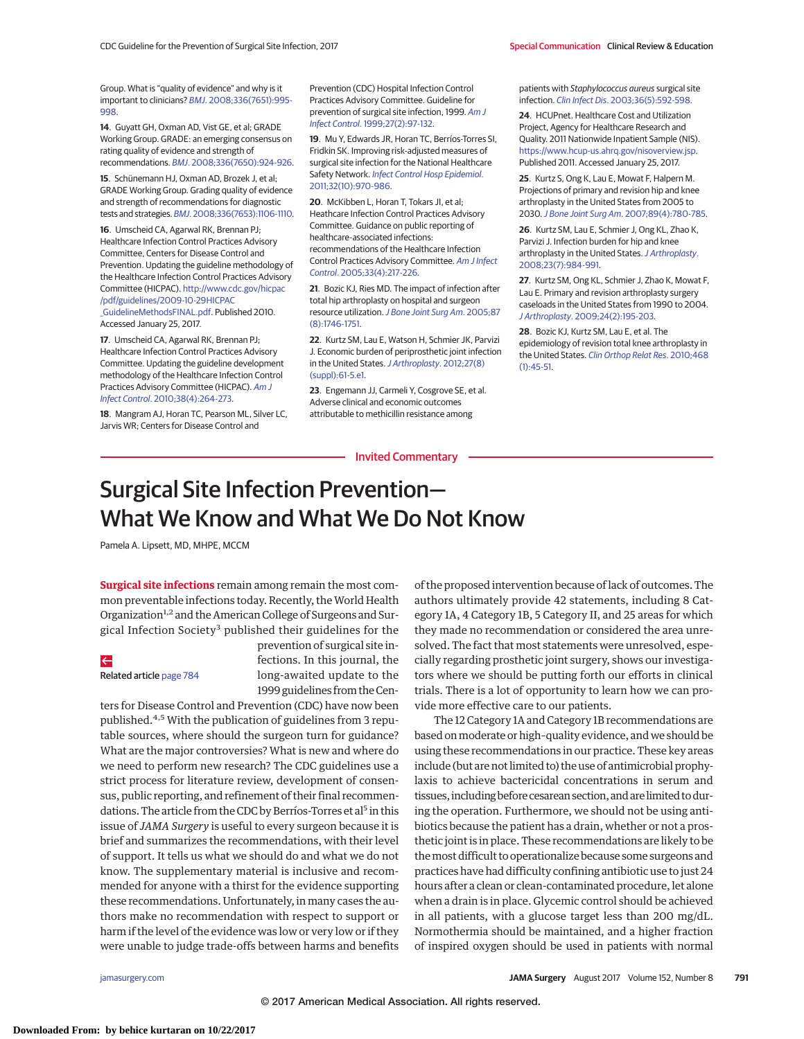Group. What is "quality of evidence" and why is it important to clinicians? *BMJ*. 2008;336(7651):995-998.

**14**. Guyatt GH, Oxman AD, Vist GE, et al; GRADE Working Group. GRADE: an emerging consensus on rating quality of evidence and strength of recommendations. *BMJ*. 2008;336(7650):924-926.

**15**. Schünemann HJ, Oxman AD, Brozek J, et al; GRADE Working Group. Grading quality of evidence and strength of recommendations for diagnostic tests and strategies. *BMJ*. 2008;336(7653):1106-1110.

**16**. Umscheid CA, Agarwal RK, Brennan PJ; Healthcare Infection Control Practices Advisory Committee, Centers for Disease Control and Prevention. Updating the guideline methodology of the Healthcare Infection Control Practices Advisory Committee (HICPAC). http://www.cdc.gov/hicpac/pdf/guidelines/2009-10-29HICPAC_GuidelineMethodsFINAL.pdf. Published 2010. Accessed January 25, 2017.

**17**. Umscheid CA, Agarwal RK, Brennan PJ; Healthcare Infection Control Practices Advisory Committee. Updating the guideline development methodology of the Healthcare Infection Control Practices Advisory Committee (HICPAC). *Am J Infect Control*. 2010;38(4):264-273.

**18**. Mangram AJ, Horan TC, Pearson ML, Silver LC, Jarvis WR; Centers for Disease Control and Prevention (CDC) Hospital Infection Control Practices Advisory Committee. Guideline for prevention of surgical site infection, 1999. *Am J Infect Control*. 1999;27(2):97-132.

**19**. Mu Y, Edwards JR, Horan TC, Berríos-Torres SI, Fridkin SK. Improving risk-adjusted measures of surgical site infection for the National Healthcare Safety Network. *Infect Control Hosp Epidemiol*. 2011;32(10):970-986.

**20**. McKibben L, Horan T, Tokars JI, et al; Healthcare Infection Control Practices Advisory Committee. Guidance on public reporting of healthcare-associated infections: recommendations of the Healthcare Infection Control Practices Advisory Committee. *Am J Infect Control*. 2005;33(4):217-226.

**21**. Bozic KJ, Ries MD. The impact of infection after total hip arthroplasty on hospital and surgeon resource utilization. *J Bone Joint Surg Am*. 2005;87(8):1746-1751.

**22**. Kurtz SM, Lau E, Watson H, Schmier JK, Parvizi J. Economic burden of periprosthetic joint infection in the United States. *J Arthroplasty*. 2012;27(8)(suppl):61-5.e1.

**23**. Engemann JJ, Carmeli Y, Cosgrove SE, et al. Adverse clinical and economic outcomes attributable to methicillin resistance among patients with *Staphylococcus aureus* surgical site infection. *Clin Infect Dis*. 2003;36(5):592-598.

**24**. HCUPnet. Healthcare Cost and Utilization Project, Agency for Healthcare Research and Quality. 2011 Nationwide Inpatient Sample (NIS). https://www.hcup-us.ahrq.gov/nisoverview.jsp. Published 2011. Accessed January 25, 2017.

**25**. Kurtz S, Ong K, Lau E, Mowat F, Halpern M. Projections of primary and revision hip and knee arthroplasty in the United States from 2005 to 2030. *J Bone Joint Surg Am*. 2007;89(4):780-785.

**26**. Kurtz SM, Lau E, Schmier J, Ong KL, Zhao K, Parvizi J. Infection burden for hip and knee arthroplasty in the United States. *J Arthroplasty*. 2008;23(7):984-991.

**27**. Kurtz SM, Ong KL, Schmier J, Zhao K, Mowat F, Lau E. Primary and revision arthroplasty surgery caseloads in the United States from 1990 to 2004. *J Arthroplasty*. 2009;24(2):195-203.

**28**. Bozic KJ, Kurtz SM, Lau E, et al. The epidemiology of revision total knee arthroplasty in the United States. *Clin Orthop Relat Res*. 2010;468(1):45-51.

Invited Commentary

# Surgical Site Infection Prevention—What We Know and What We Do Not Know

Pamela A. Lipsett, MD, MHPE, MCCM

Related article page 784

**Surgical site infections** remain among remain the most common preventable infections today. Recently, the World Health Organization[1,2] and the American College of Surgeons and Surgical Infection Society[3] published their guidelines for the prevention of surgical site infections. In this journal, the long-awaited update to the 1999 guidelines from the Centers for Disease Control and Prevention (CDC) have now been published.[4,5] With the publication of guidelines from 3 reputable sources, where should the surgeon turn for guidance? What are the major controversies? What is new and where do we need to perform new research? The CDC guidelines use a strict process for literature review, development of consensus, public reporting, and refinement of their final recommendations. The article from the CDC by Berríos-Torres et al[5] in this issue of *JAMA Surgery* is useful to every surgeon because it is brief and summarizes the recommendations, with their level of support. It tells us what we should do and what we do not know. The supplementary material is inclusive and recommended for anyone with a thirst for the evidence supporting these recommendations. Unfortunately, in many cases the authors make no recommendation with respect to support or harm if the level of the evidence was low or very low or if they were unable to judge trade-offs between harms and benefits of the proposed intervention because of lack of outcomes. The authors ultimately provide 42 statements, including 8 Category 1A, 4 Category 1B, 5 Category II, and 25 areas for which they made no recommendation or considered the area unresolved. The fact that most statements were unresolved, especially regarding prosthetic joint surgery, shows our investigators where we should be putting forth our efforts in clinical trials. There is a lot of opportunity to learn how we can provide more effective care to our patients.

The 12 Category 1A and Category 1B recommendations are based on moderate or high-quality evidence, and we should be using these recommendations in our practice. These key areas include (but are not limited to) the use of antimicrobial prophylaxis to achieve bactericidal concentrations in serum and tissues, including before cesarean section, and are limited to during the operation. Furthermore, we should not be using antibiotics because the patient has a drain, whether or not a prosthetic joint is in place. These recommendations are likely to be the most difficult to operationalize because some surgeons and practices have had difficulty confining antibiotic use to just 24 hours after a clean or clean-contaminated procedure, let alone when a drain is in place. Glycemic control should be achieved in all patients, with a glucose target less than 200 mg/dL. Normothermia should be maintained, and a higher fraction of inspired oxygen should be used in patients with normal